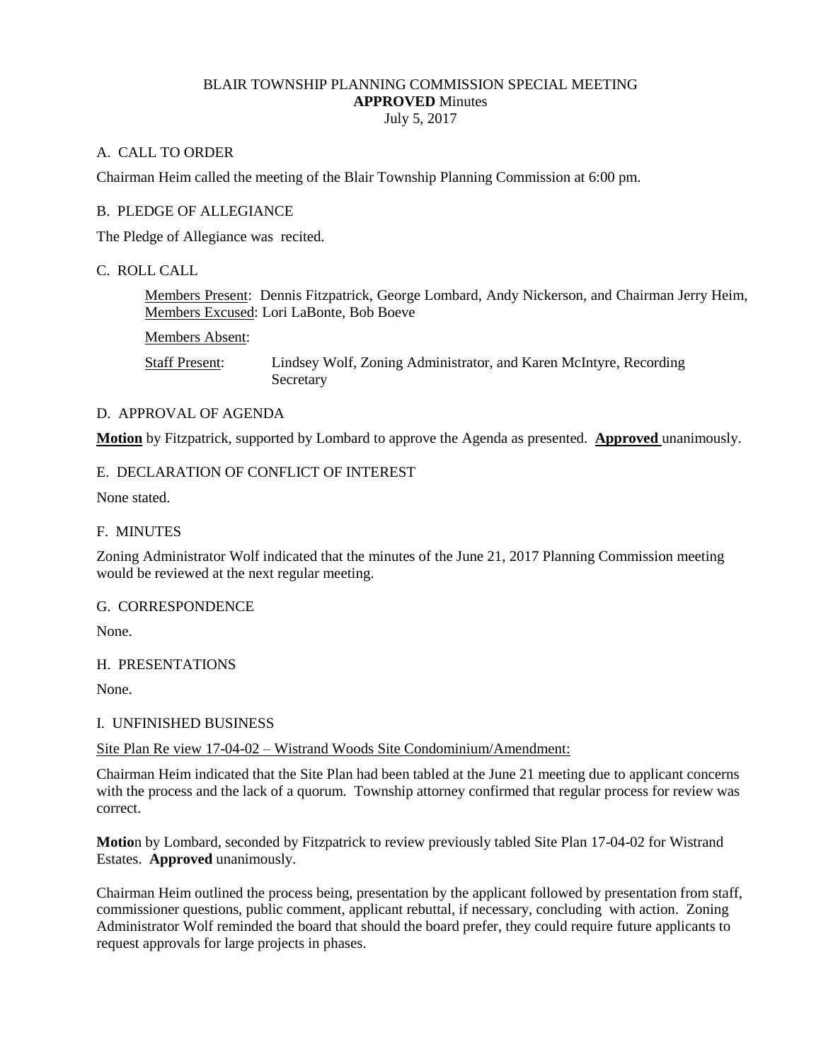# BLAIR TOWNSHIP PLANNING COMMISSION SPECIAL MEETING
**APPROVED** Minutes
July 5, 2017

## A. CALL TO ORDER

Chairman Heim called the meeting of the Blair Township Planning Commission at 6:00 pm.

## B. PLEDGE OF ALLEGIANCE

The Pledge of Allegiance was recited.

## C. ROLL CALL

Members Present: Dennis Fitzpatrick, George Lombard, Andy Nickerson, and Chairman Jerry Heim,
Members Excused: Lori LaBonte, Bob Boeve

Members Absent:

Staff Present: Lindsey Wolf, Zoning Administrator, and Karen McIntyre, Recording Secretary

## D. APPROVAL OF AGENDA

**Motion** by Fitzpatrick, supported by Lombard to approve the Agenda as presented. **Approved** unanimously.

## E. DECLARATION OF CONFLICT OF INTEREST

None stated.

## F. MINUTES

Zoning Administrator Wolf indicated that the minutes of the June 21, 2017 Planning Commission meeting would be reviewed at the next regular meeting.

## G. CORRESPONDENCE

None.

## H. PRESENTATIONS

None.

## I. UNFINISHED BUSINESS

Site Plan Re view 17-04-02 – Wistrand Woods Site Condominium/Amendment:

Chairman Heim indicated that the Site Plan had been tabled at the June 21 meeting due to applicant concerns with the process and the lack of a quorum. Township attorney confirmed that regular process for review was correct.

**Motio**n by Lombard, seconded by Fitzpatrick to review previously tabled Site Plan 17-04-02 for Wistrand Estates. **Approved** unanimously.

Chairman Heim outlined the process being, presentation by the applicant followed by presentation from staff, commissioner questions, public comment, applicant rebuttal, if necessary, concluding with action. Zoning Administrator Wolf reminded the board that should the board prefer, they could require future applicants to request approvals for large projects in phases.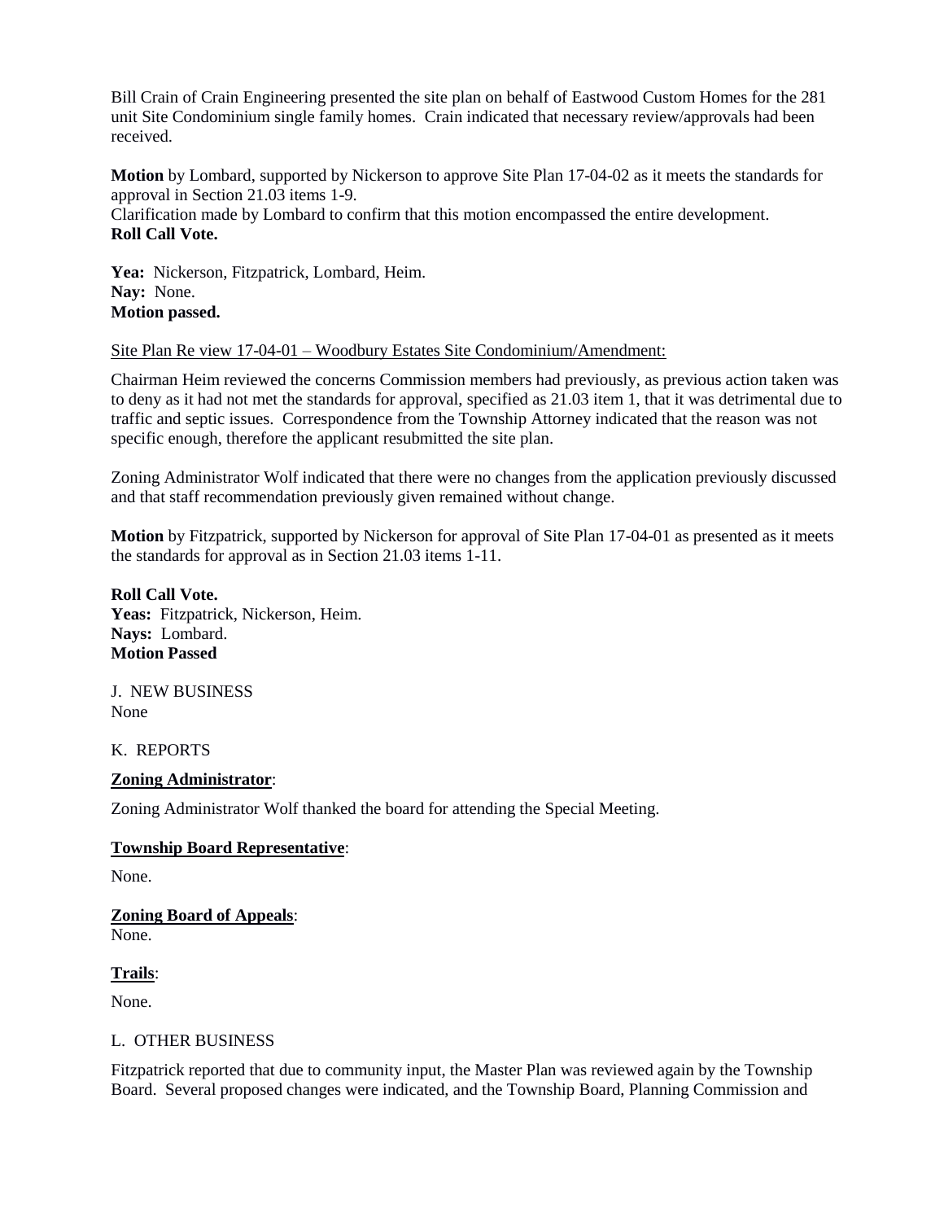Bill Crain of Crain Engineering presented the site plan on behalf of Eastwood Custom Homes for the 281 unit Site Condominium single family homes. Crain indicated that necessary review/approvals had been received.

**Motion** by Lombard, supported by Nickerson to approve Site Plan 17-04-02 as it meets the standards for approval in Section 21.03 items 1-9.
Clarification made by Lombard to confirm that this motion encompassed the entire development.
**Roll Call Vote.**

**Yea:** Nickerson, Fitzpatrick, Lombard, Heim.
**Nay:** None.
**Motion passed.**

<u>Site Plan Re view 17-04-01 – Woodbury Estates Site Condominium/Amendment:</u>

Chairman Heim reviewed the concerns Commission members had previously, as previous action taken was to deny as it had not met the standards for approval, specified as 21.03 item 1, that it was detrimental due to traffic and septic issues. Correspondence from the Township Attorney indicated that the reason was not specific enough, therefore the applicant resubmitted the site plan.

Zoning Administrator Wolf indicated that there were no changes from the application previously discussed and that staff recommendation previously given remained without change.

**Motion** by Fitzpatrick, supported by Nickerson for approval of Site Plan 17-04-01 as presented as it meets the standards for approval as in Section 21.03 items 1-11.

**Roll Call Vote.**
**Yeas:** Fitzpatrick, Nickerson, Heim.
**Nays:** Lombard.
**Motion Passed**

J. NEW BUSINESS
None

K. REPORTS

**Zoning Administrator**:

Zoning Administrator Wolf thanked the board for attending the Special Meeting.

**Township Board Representative**:

None.

**Zoning Board of Appeals**:
None.

**Trails**:

None.

L. OTHER BUSINESS

Fitzpatrick reported that due to community input, the Master Plan was reviewed again by the Township Board. Several proposed changes were indicated, and the Township Board, Planning Commission and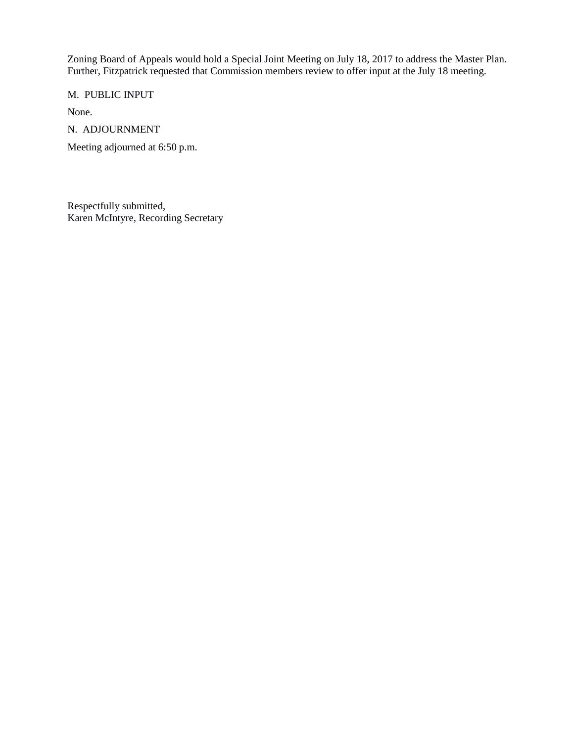Zoning Board of Appeals would hold a Special Joint Meeting on July 18, 2017 to address the Master Plan. Further, Fitzpatrick requested that Commission members review to offer input at the July 18 meeting.

M. PUBLIC INPUT

None.

N. ADJOURNMENT

Meeting adjourned at 6:50 p.m.

Respectfully submitted,
Karen McIntyre, Recording Secretary